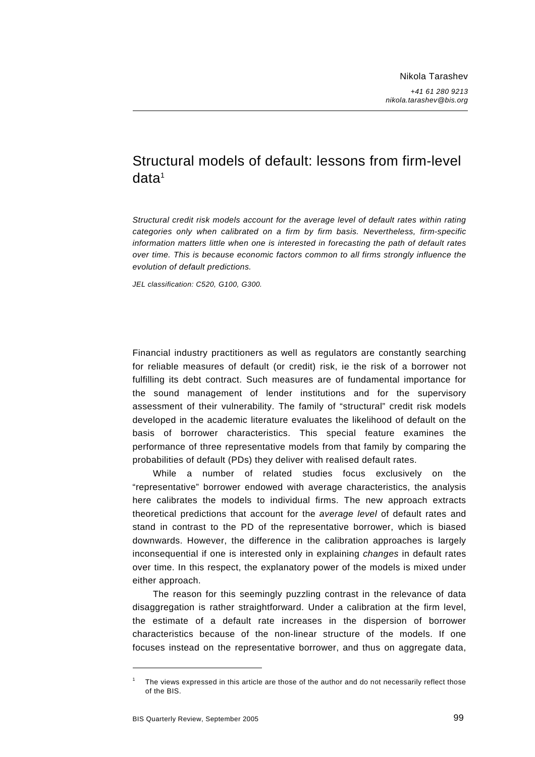Nikola Tarashev

*+41 61 280 9213*
*nikola.tarashev@bis.org*

# Structural models of default: lessons from firm-level data[1]

*Structural credit risk models account for the average level of default rates within rating categories only when calibrated on a firm by firm basis. Nevertheless, firm-specific information matters little when one is interested in forecasting the path of default rates over time. This is because economic factors common to all firms strongly influence the evolution of default predictions.*

*JEL classification: C520, G100, G300.*

Financial industry practitioners as well as regulators are constantly searching for reliable measures of default (or credit) risk, ie the risk of a borrower not fulfilling its debt contract. Such measures are of fundamental importance for the sound management of lender institutions and for the supervisory assessment of their vulnerability. The family of "structural" credit risk models developed in the academic literature evaluates the likelihood of default on the basis of borrower characteristics. This special feature examines the performance of three representative models from that family by comparing the probabilities of default (PDs) they deliver with realised default rates.

While a number of related studies focus exclusively on the "representative" borrower endowed with average characteristics, the analysis here calibrates the models to individual firms. The new approach extracts theoretical predictions that account for the *average level* of default rates and stand in contrast to the PD of the representative borrower, which is biased downwards. However, the difference in the calibration approaches is largely inconsequential if one is interested only in explaining *changes* in default rates over time. In this respect, the explanatory power of the models is mixed under either approach.

The reason for this seemingly puzzling contrast in the relevance of data disaggregation is rather straightforward. Under a calibration at the firm level, the estimate of a default rate increases in the dispersion of borrower characteristics because of the non-linear structure of the models. If one focuses instead on the representative borrower, and thus on aggregate data,

[1] The views expressed in this article are those of the author and do not necessarily reflect those of the BIS.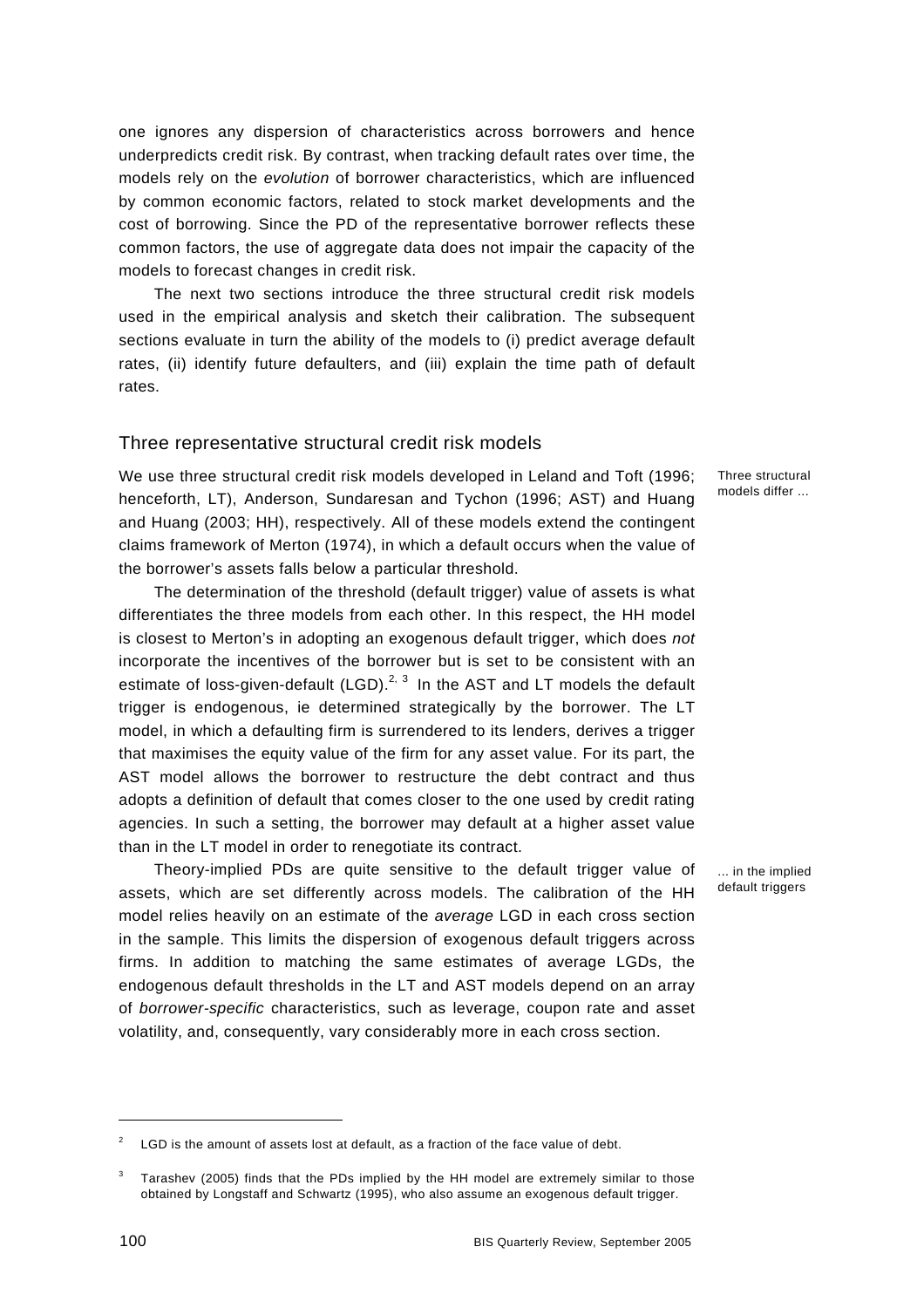one ignores any dispersion of characteristics across borrowers and hence underpredicts credit risk. By contrast, when tracking default rates over time, the models rely on the *evolution* of borrower characteristics, which are influenced by common economic factors, related to stock market developments and the cost of borrowing. Since the PD of the representative borrower reflects these common factors, the use of aggregate data does not impair the capacity of the models to forecast changes in credit risk.

The next two sections introduce the three structural credit risk models used in the empirical analysis and sketch their calibration. The subsequent sections evaluate in turn the ability of the models to (i) predict average default rates, (ii) identify future defaulters, and (iii) explain the time path of default rates.

## Three representative structural credit risk models

Three structural models differ ...

We use three structural credit risk models developed in Leland and Toft (1996; henceforth, LT), Anderson, Sundaresan and Tychon (1996; AST) and Huang and Huang (2003; HH), respectively. All of these models extend the contingent claims framework of Merton (1974), in which a default occurs when the value of the borrower's assets falls below a particular threshold.

The determination of the threshold (default trigger) value of assets is what differentiates the three models from each other. In this respect, the HH model is closest to Merton's in adopting an exogenous default trigger, which does *not* incorporate the incentives of the borrower but is set to be consistent with an estimate of loss-given-default (LGD).[2, 3] In the AST and LT models the default trigger is endogenous, ie determined strategically by the borrower. The LT model, in which a defaulting firm is surrendered to its lenders, derives a trigger that maximises the equity value of the firm for any asset value. For its part, the AST model allows the borrower to restructure the debt contract and thus adopts a definition of default that comes closer to the one used by credit rating agencies. In such a setting, the borrower may default at a higher asset value than in the LT model in order to renegotiate its contract.

... in the implied default triggers

Theory-implied PDs are quite sensitive to the default trigger value of assets, which are set differently across models. The calibration of the HH model relies heavily on an estimate of the *average* LGD in each cross section in the sample. This limits the dispersion of exogenous default triggers across firms. In addition to matching the same estimates of average LGDs, the endogenous default thresholds in the LT and AST models depend on an array of *borrower-specific* characteristics, such as leverage, coupon rate and asset volatility, and, consequently, vary considerably more in each cross section.

---

[2] LGD is the amount of assets lost at default, as a fraction of the face value of debt.

[3] Tarashev (2005) finds that the PDs implied by the HH model are extremely similar to those obtained by Longstaff and Schwartz (1995), who also assume an exogenous default trigger.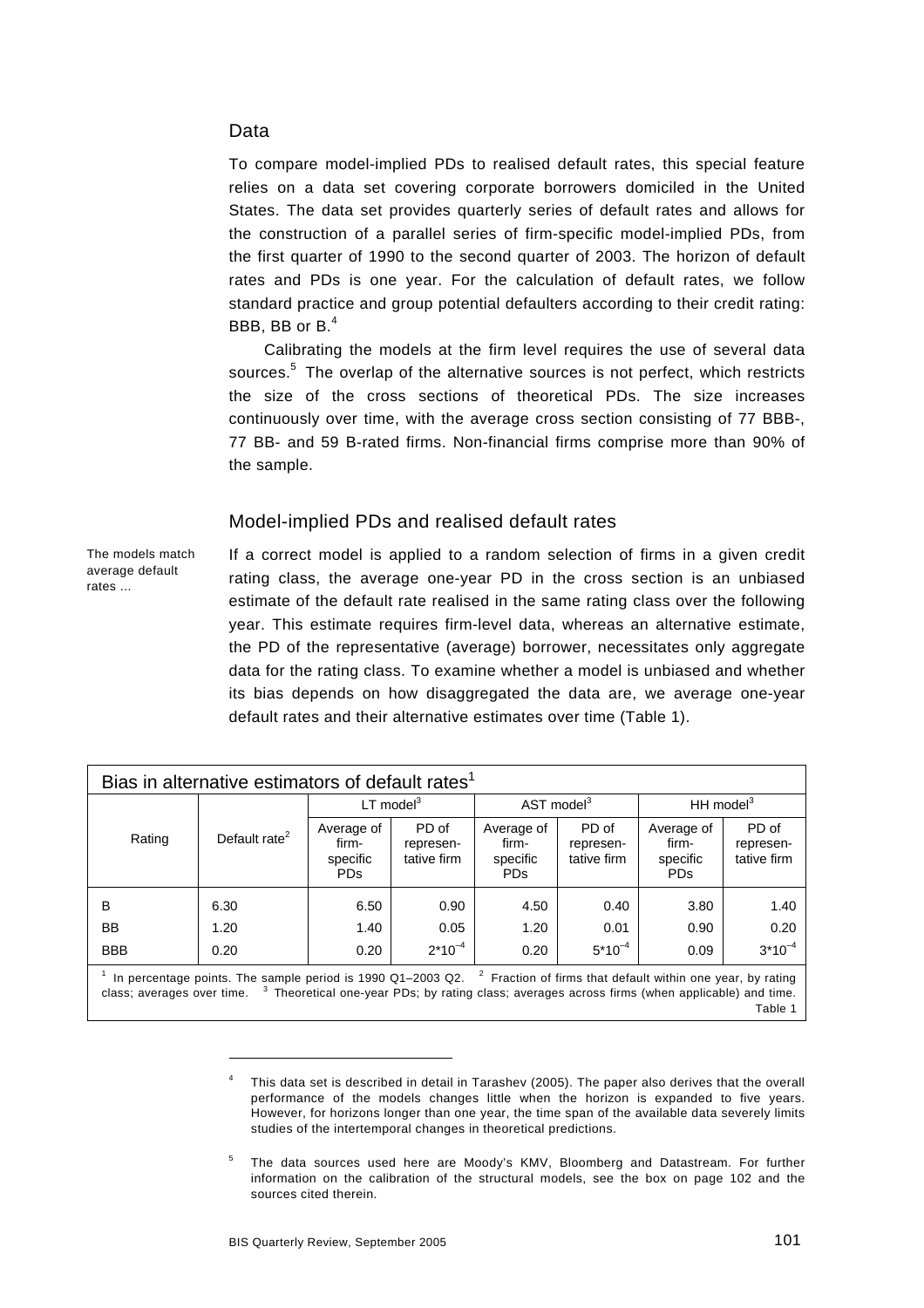## Data

To compare model-implied PDs to realised default rates, this special feature relies on a data set covering corporate borrowers domiciled in the United States. The data set provides quarterly series of default rates and allows for the construction of a parallel series of firm-specific model-implied PDs, from the first quarter of 1990 to the second quarter of 2003. The horizon of default rates and PDs is one year. For the calculation of default rates, we follow standard practice and group potential defaulters according to their credit rating: BBB, BB or B.[4]

Calibrating the models at the firm level requires the use of several data sources.[5] The overlap of the alternative sources is not perfect, which restricts the size of the cross sections of theoretical PDs. The size increases continuously over time, with the average cross section consisting of 77 BBB-, 77 BB- and 59 B-rated firms. Non-financial firms comprise more than 90% of the sample.

## Model-implied PDs and realised default rates

*The models match average default rates ...*

If a correct model is applied to a random selection of firms in a given credit rating class, the average one-year PD in the cross section is an unbiased estimate of the default rate realised in the same rating class over the following year. This estimate requires firm-level data, whereas an alternative estimate, the PD of the representative (average) borrower, necessitates only aggregate data for the rating class. To examine whether a model is unbiased and whether its bias depends on how disaggregated the data are, we average one-year default rates and their alternative estimates over time (Table 1).

**Bias in alternative estimators of default rates[1]**

| Rating | Default rate[2] | LT model[3] | | AST model[3] | | HH model[3] | |
|---|---|---|---|---|---|---|---|
| | | Average of firm-specific PDs | PD of representative firm | Average of firm-specific PDs | PD of representative firm | Average of firm-specific PDs | PD of representative firm |
| B | 6.30 | 6.50 | 0.90 | 4.50 | 0.40 | 3.80 | 1.40 |
| BB | 1.20 | 1.40 | 0.05 | 1.20 | 0.01 | 0.90 | 0.20 |
| BBB | 0.20 | 0.20 | $2{*}10^{-4}$ | 0.20 | $5{*}10^{-4}$ | 0.09 | $3{*}10^{-4}$ |

[1] In percentage points. The sample period is 1990 Q1–2003 Q2. [2] Fraction of firms that default within one year, by rating class; averages over time. [3] Theoretical one-year PDs; by rating class; averages across firms (when applicable) and time.

Table 1

---

[4] This data set is described in detail in Tarashev (2005). The paper also derives that the overall performance of the models changes little when the horizon is expanded to five years. However, for horizons longer than one year, the time span of the available data severely limits studies of the intertemporal changes in theoretical predictions.

[5] The data sources used here are Moody's KMV, Bloomberg and Datastream. For further information on the calibration of the structural models, see the box on page 102 and the sources cited therein.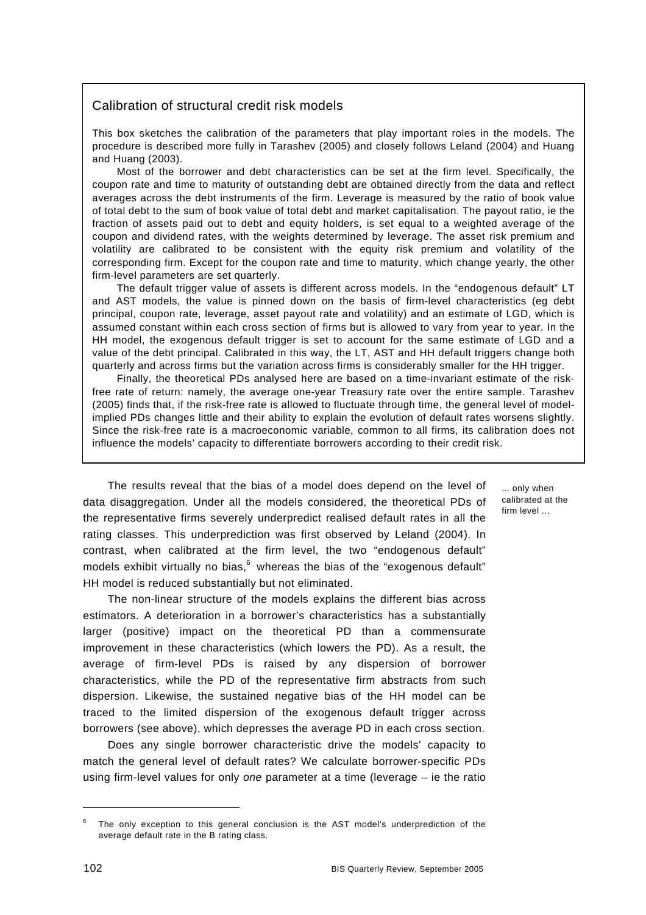## Calibration of structural credit risk models

This box sketches the calibration of the parameters that play important roles in the models. The procedure is described more fully in Tarashev (2005) and closely follows Leland (2004) and Huang and Huang (2003).

Most of the borrower and debt characteristics can be set at the firm level. Specifically, the coupon rate and time to maturity of outstanding debt are obtained directly from the data and reflect averages across the debt instruments of the firm. Leverage is measured by the ratio of book value of total debt to the sum of book value of total debt and market capitalisation. The payout ratio, ie the fraction of assets paid out to debt and equity holders, is set equal to a weighted average of the coupon and dividend rates, with the weights determined by leverage. The asset risk premium and volatility are calibrated to be consistent with the equity risk premium and volatility of the corresponding firm. Except for the coupon rate and time to maturity, which change yearly, the other firm-level parameters are set quarterly.

The default trigger value of assets is different across models. In the "endogenous default" LT and AST models, the value is pinned down on the basis of firm-level characteristics (eg debt principal, coupon rate, leverage, asset payout rate and volatility) and an estimate of LGD, which is assumed constant within each cross section of firms but is allowed to vary from year to year. In the HH model, the exogenous default trigger is set to account for the same estimate of LGD and a value of the debt principal. Calibrated in this way, the LT, AST and HH default triggers change both quarterly and across firms but the variation across firms is considerably smaller for the HH trigger.

Finally, the theoretical PDs analysed here are based on a time-invariant estimate of the risk-free rate of return: namely, the average one-year Treasury rate over the entire sample. Tarashev (2005) finds that, if the risk-free rate is allowed to fluctuate through time, the general level of model-implied PDs changes little and their ability to explain the evolution of default rates worsens slightly. Since the risk-free rate is a macroeconomic variable, common to all firms, its calibration does not influence the models' capacity to differentiate borrowers according to their credit risk.

---

The results reveal that the bias of a model does depend on the level of data disaggregation. Under all the models considered, the theoretical PDs of the representative firms severely underpredict realised default rates in all the rating classes. This underprediction was first observed by Leland (2004). In contrast, when calibrated at the firm level, the two "endogenous default" models exhibit virtually no bias,[6] whereas the bias of the "exogenous default" HH model is reduced substantially but not eliminated.

*... only when calibrated at the firm level ...*

The non-linear structure of the models explains the different bias across estimators. A deterioration in a borrower's characteristics has a substantially larger (positive) impact on the theoretical PD than a commensurate improvement in these characteristics (which lowers the PD). As a result, the average of firm-level PDs is raised by any dispersion of borrower characteristics, while the PD of the representative firm abstracts from such dispersion. Likewise, the sustained negative bias of the HH model can be traced to the limited dispersion of the exogenous default trigger across borrowers (see above), which depresses the average PD in each cross section.

Does any single borrower characteristic drive the models' capacity to match the general level of default rates? We calculate borrower-specific PDs using firm-level values for only *one* parameter at a time (leverage – ie the ratio

---

[6] The only exception to this general conclusion is the AST model's underprediction of the average default rate in the B rating class.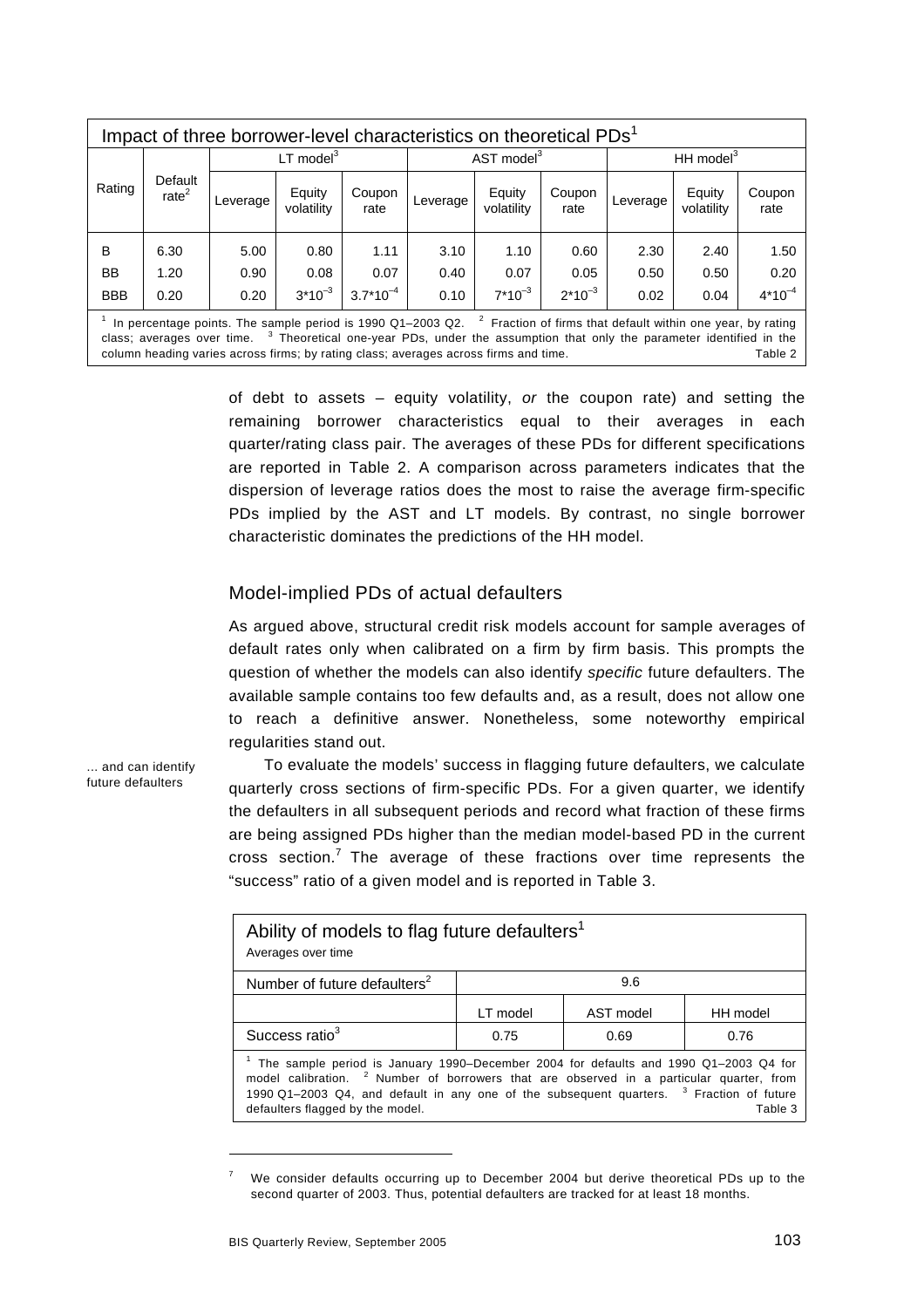| Impact of three borrower-level characteristics on theoretical PDs[1] | | | | | | | | | | |
|---|---|---|---|---|---|---|---|---|---|---|
| Rating | Default rate[2] | LT model[3] | | | AST model[3] | | | HH model[3] | | |
| | | Leverage | Equity volatility | Coupon rate | Leverage | Equity volatility | Coupon rate | Leverage | Equity volatility | Coupon rate |
| B | 6.30 | 5.00 | 0.80 | 1.11 | 3.10 | 1.10 | 0.60 | 2.30 | 2.40 | 1.50 |
| BB | 1.20 | 0.90 | 0.08 | 0.07 | 0.40 | 0.07 | 0.05 | 0.50 | 0.50 | 0.20 |
| BBB | 0.20 | 0.20 | $3*10^{-3}$ | $3.7*10^{-4}$ | 0.10 | $7*10^{-3}$ | $2*10^{-3}$ | 0.02 | 0.04 | $4*10^{-4}$ |

[1] In percentage points. The sample period is 1990 Q1–2003 Q2. [2] Fraction of firms that default within one year, by rating class; averages over time. [3] Theoretical one-year PDs, under the assumption that only the parameter identified in the column heading varies across firms; by rating class; averages across firms and time. Table 2

of debt to assets – equity volatility, *or* the coupon rate) and setting the remaining borrower characteristics equal to their averages in each quarter/rating class pair. The averages of these PDs for different specifications are reported in Table 2. A comparison across parameters indicates that the dispersion of leverage ratios does the most to raise the average firm-specific PDs implied by the AST and LT models. By contrast, no single borrower characteristic dominates the predictions of the HH model.

## Model-implied PDs of actual defaulters

As argued above, structural credit risk models account for sample averages of default rates only when calibrated on a firm by firm basis. This prompts the question of whether the models can also identify *specific* future defaulters. The available sample contains too few defaults and, as a result, does not allow one to reach a definitive answer. Nonetheless, some noteworthy empirical regularities stand out.

... and can identify future defaulters

To evaluate the models' success in flagging future defaulters, we calculate quarterly cross sections of firm-specific PDs. For a given quarter, we identify the defaulters in all subsequent periods and record what fraction of these firms are being assigned PDs higher than the median model-based PD in the current cross section.[7] The average of these fractions over time represents the "success" ratio of a given model and is reported in Table 3.

| Ability of models to flag future defaulters[1] <br> Averages over time | | | |
|---|---|---|---|
| Number of future defaulters[2] | 9.6 | | |
| | LT model | AST model | HH model |
| Success ratio[3] | 0.75 | 0.69 | 0.76 |

[1] The sample period is January 1990–December 2004 for defaults and 1990 Q1–2003 Q4 for model calibration. [2] Number of borrowers that are observed in a particular quarter, from 1990 Q1–2003 Q4, and default in any one of the subsequent quarters. [3] Fraction of future defaulters flagged by the model. Table 3

[7] We consider defaults occurring up to December 2004 but derive theoretical PDs up to the second quarter of 2003. Thus, potential defaulters are tracked for at least 18 months.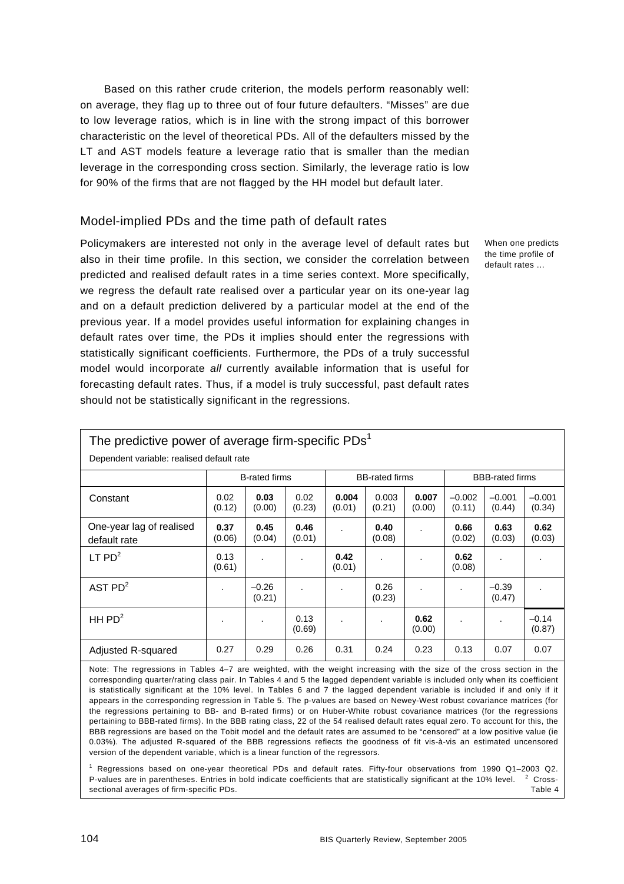Based on this rather crude criterion, the models perform reasonably well: on average, they flag up to three out of four future defaulters. "Misses" are due to low leverage ratios, which is in line with the strong impact of this borrower characteristic on the level of theoretical PDs. All of the defaulters missed by the LT and AST models feature a leverage ratio that is smaller than the median leverage in the corresponding cross section. Similarly, the leverage ratio is low for 90% of the firms that are not flagged by the HH model but default later.

## Model-implied PDs and the time path of default rates

When one predicts the time profile of default rates …

Policymakers are interested not only in the average level of default rates but also in their time profile. In this section, we consider the correlation between predicted and realised default rates in a time series context. More specifically, we regress the default rate realised over a particular year on its one-year lag and on a default prediction delivered by a particular model at the end of the previous year. If a model provides useful information for explaining changes in default rates over time, the PDs it implies should enter the regressions with statistically significant coefficients. Furthermore, the PDs of a truly successful model would incorporate *all* currently available information that is useful for forecasting default rates. Thus, if a model is truly successful, past default rates should not be statistically significant in the regressions.

**The predictive power of average firm-specific PDs[1]**

Dependent variable: realised default rate

| | B-rated firms | | | BB-rated firms | | | BBB-rated firms | | |
|---|---|---|---|---|---|---|---|---|---|
| Constant | 0.02 (0.12) | **0.03** (0.00) | 0.02 (0.23) | **0.004** (0.01) | 0.003 (0.21) | **0.007** (0.00) | –0.002 (0.11) | –0.001 (0.44) | –0.001 (0.34) |
| One-year lag of realised default rate | **0.37** (0.06) | **0.45** (0.04) | **0.46** (0.01) | . | **0.40** (0.08) | . | **0.66** (0.02) | **0.63** (0.03) | **0.62** (0.03) |
| LT PD[2] | 0.13 (0.61) | . | . | **0.42** (0.01) | . | . | **0.62** (0.08) | . | . |
| AST PD[2] | . | –0.26 (0.21) | . | . | 0.26 (0.23) | . | . | –0.39 (0.47) | . |
| HH PD[2] | . | . | 0.13 (0.69) | . | . | **0.62** (0.00) | . | . | –0.14 (0.87) |
| Adjusted R-squared | 0.27 | 0.29 | 0.26 | 0.31 | 0.24 | 0.23 | 0.13 | 0.07 | 0.07 |

Note: The regressions in Tables 4–7 are weighted, with the weight increasing with the size of the cross section in the corresponding quarter/rating class pair. In Tables 4 and 5 the lagged dependent variable is included only when its coefficient is statistically significant at the 10% level. In Tables 6 and 7 the lagged dependent variable is included if and only if it appears in the corresponding regression in Table 5. The p-values are based on Newey-West robust covariance matrices (for the regressions pertaining to BB- and B-rated firms) or on Huber-White robust covariance matrices (for the regressions pertaining to BBB-rated firms). In the BBB rating class, 22 of the 54 realised default rates equal zero. To account for this, the BBB regressions are based on the Tobit model and the default rates are assumed to be "censored" at a low positive value (ie 0.03%). The adjusted R-squared of the BBB regressions reflects the goodness of fit vis-à-vis an estimated uncensored version of the dependent variable, which is a linear function of the regressors.

[1] Regressions based on one-year theoretical PDs and default rates. Fifty-four observations from 1990 Q1–2003 Q2. P-values are in parentheses. Entries in bold indicate coefficients that are statistically significant at the 10% level. [2] Cross-sectional averages of firm-specific PDs.

Table 4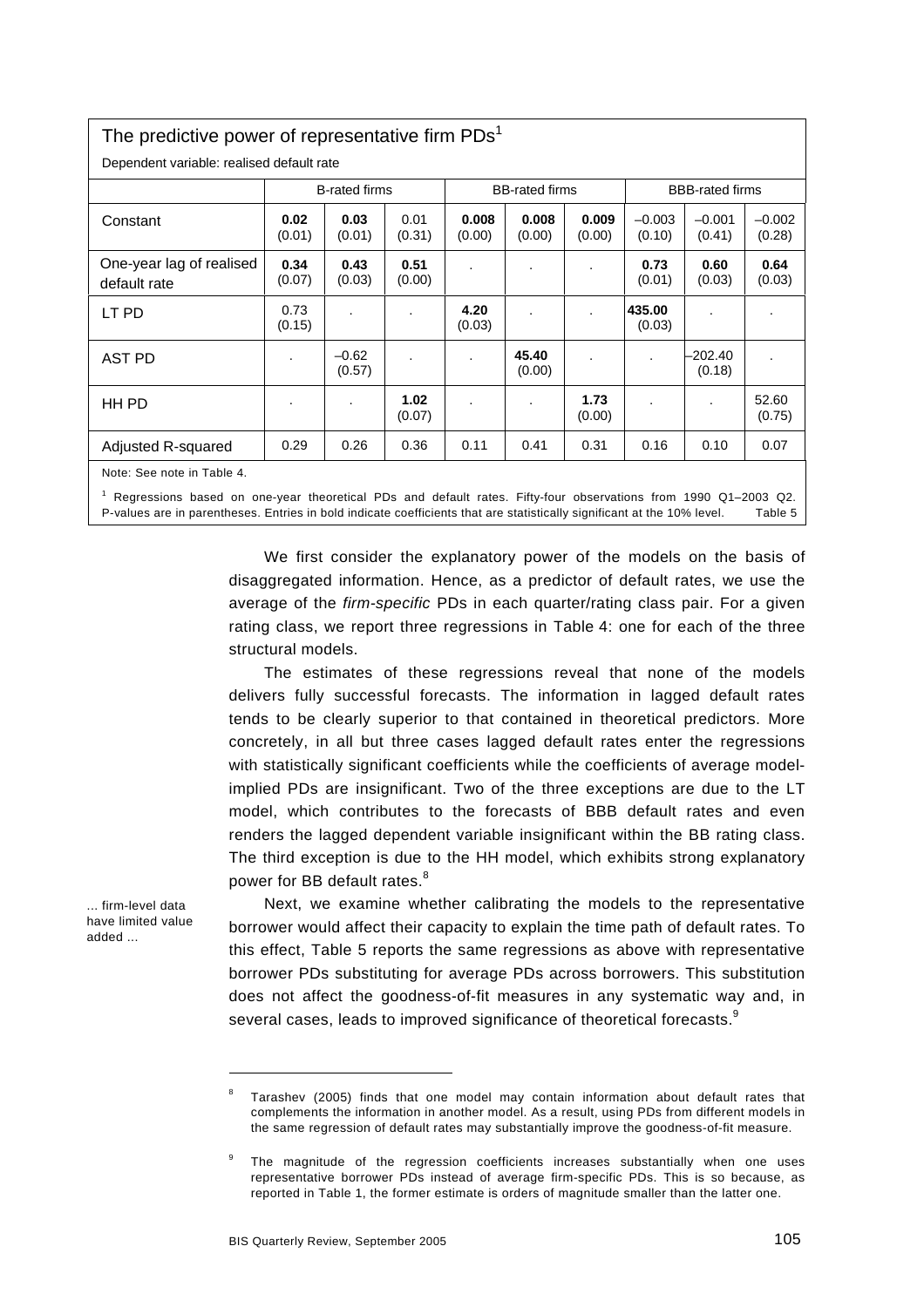The predictive power of representative firm PDs[1]

Dependent variable: realised default rate

| | B-rated firms | | | BB-rated firms | | | BBB-rated firms | | |
|---|---|---|---|---|---|---|---|---|---|
| Constant | **0.02** (0.01) | **0.03** (0.01) | 0.01 (0.31) | **0.008** (0.00) | **0.008** (0.00) | **0.009** (0.00) | –0.003 (0.10) | –0.001 (0.41) | –0.002 (0.28) |
| One-year lag of realised default rate | **0.34** (0.07) | **0.43** (0.03) | **0.51** (0.00) | . | . | . | **0.73** (0.01) | **0.60** (0.03) | **0.64** (0.03) |
| LT PD | 0.73 (0.15) | . | . | **4.20** (0.03) | . | . | **435.00** (0.03) | . | . |
| AST PD | . | –0.62 (0.57) | . | . | **45.40** (0.00) | . | . | –202.40 (0.18) | . |
| HH PD | . | . | **1.02** (0.07) | . | . | **1.73** (0.00) | . | . | 52.60 (0.75) |
| Adjusted R-squared | 0.29 | 0.26 | 0.36 | 0.11 | 0.41 | 0.31 | 0.16 | 0.10 | 0.07 |

Note: See note in Table 4.

[1] Regressions based on one-year theoretical PDs and default rates. Fifty-four observations from 1990 Q1–2003 Q2. P-values are in parentheses. Entries in bold indicate coefficients that are statistically significant at the 10% level.

Table 5

We first consider the explanatory power of the models on the basis of disaggregated information. Hence, as a predictor of default rates, we use the average of the *firm-specific* PDs in each quarter/rating class pair. For a given rating class, we report three regressions in Table 4: one for each of the three structural models.

The estimates of these regressions reveal that none of the models delivers fully successful forecasts. The information in lagged default rates tends to be clearly superior to that contained in theoretical predictors. More concretely, in all but three cases lagged default rates enter the regressions with statistically significant coefficients while the coefficients of average model-implied PDs are insignificant. Two of the three exceptions are due to the LT model, which contributes to the forecasts of BBB default rates and even renders the lagged dependent variable insignificant within the BB rating class. The third exception is due to the HH model, which exhibits strong explanatory power for BB default rates.[8]

... firm-level data have limited value added ...

Next, we examine whether calibrating the models to the representative borrower would affect their capacity to explain the time path of default rates. To this effect, Table 5 reports the same regressions as above with representative borrower PDs substituting for average PDs across borrowers. This substitution does not affect the goodness-of-fit measures in any systematic way and, in several cases, leads to improved significance of theoretical forecasts.[9]

[8] Tarashev (2005) finds that one model may contain information about default rates that complements the information in another model. As a result, using PDs from different models in the same regression of default rates may substantially improve the goodness-of-fit measure.

[9] The magnitude of the regression coefficients increases substantially when one uses representative borrower PDs instead of average firm-specific PDs. This is so because, as reported in Table 1, the former estimate is orders of magnitude smaller than the latter one.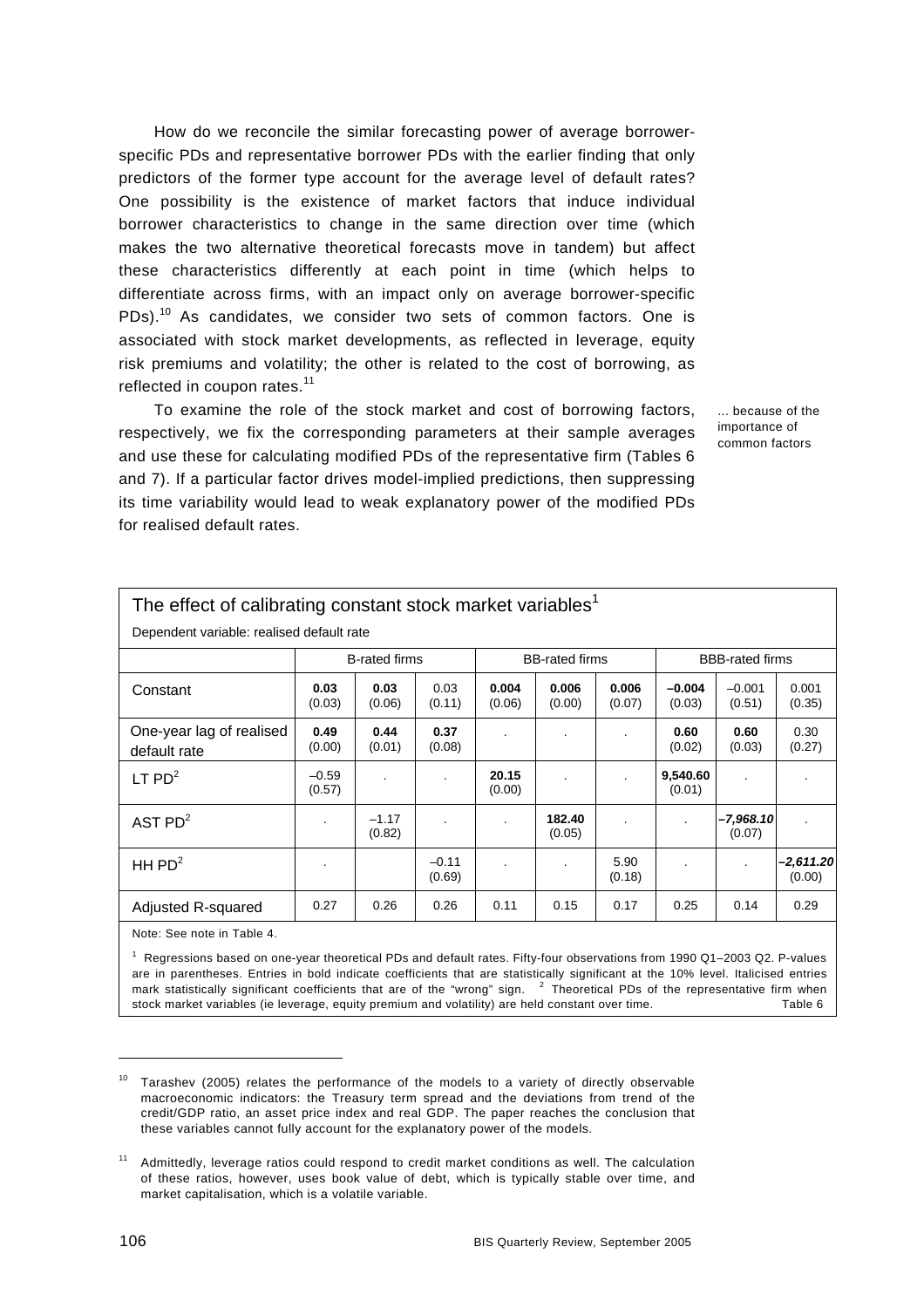How do we reconcile the similar forecasting power of average borrower-specific PDs and representative borrower PDs with the earlier finding that only predictors of the former type account for the average level of default rates? One possibility is the existence of market factors that induce individual borrower characteristics to change in the same direction over time (which makes the two alternative theoretical forecasts move in tandem) but affect these characteristics differently at each point in time (which helps to differentiate across firms, with an impact only on average borrower-specific PDs).[10] As candidates, we consider two sets of common factors. One is associated with stock market developments, as reflected in leverage, equity risk premiums and volatility; the other is related to the cost of borrowing, as reflected in coupon rates.[11]

... because of the importance of common factors

To examine the role of the stock market and cost of borrowing factors, respectively, we fix the corresponding parameters at their sample averages and use these for calculating modified PDs of the representative firm (Tables 6 and 7). If a particular factor drives model-implied predictions, then suppressing its time variability would lead to weak explanatory power of the modified PDs for realised default rates.

**The effect of calibrating constant stock market variables[1]**

Dependent variable: realised default rate

| | B-rated firms | | | BB-rated firms | | | BBB-rated firms | | |
|---|---|---|---|---|---|---|---|---|---|
| Constant | **0.03** (0.03) | **0.03** (0.06) | 0.03 (0.11) | **0.004** (0.06) | **0.006** (0.00) | **0.006** (0.07) | **–0.004** (0.03) | –0.001 (0.51) | 0.001 (0.35) |
| One-year lag of realised default rate | **0.49** (0.00) | **0.44** (0.01) | **0.37** (0.08) | . | . | . | **0.60** (0.02) | **0.60** (0.03) | 0.30 (0.27) |
| LT PD[2] | –0.59 (0.57) | . | . | **20.15** (0.00) | . | . | **9,540.60** (0.01) | . | . |
| AST PD[2] | . | –1.17 (0.82) | . | . | **182.40** (0.05) | . | . | ***–7,968.10*** (0.07) | . |
| HH PD[2] | . | | –0.11 (0.69) | . | . | 5.90 (0.18) | . | . | ***–2,611.20*** (0.00) |
| Adjusted R-squared | 0.27 | 0.26 | 0.26 | 0.11 | 0.15 | 0.17 | 0.25 | 0.14 | 0.29 |

Note: See note in Table 4.

[1] Regressions based on one-year theoretical PDs and default rates. Fifty-four observations from 1990 Q1–2003 Q2. P-values are in parentheses. Entries in bold indicate coefficients that are statistically significant at the 10% level. Italicised entries mark statistically significant coefficients that are of the "wrong" sign. [2] Theoretical PDs of the representative firm when stock market variables (ie leverage, equity premium and volatility) are held constant over time. Table 6

---

[10] Tarashev (2005) relates the performance of the models to a variety of directly observable macroeconomic indicators: the Treasury term spread and the deviations from trend of the credit/GDP ratio, an asset price index and real GDP. The paper reaches the conclusion that these variables cannot fully account for the explanatory power of the models.

[11] Admittedly, leverage ratios could respond to credit market conditions as well. The calculation of these ratios, however, uses book value of debt, which is typically stable over time, and market capitalisation, which is a volatile variable.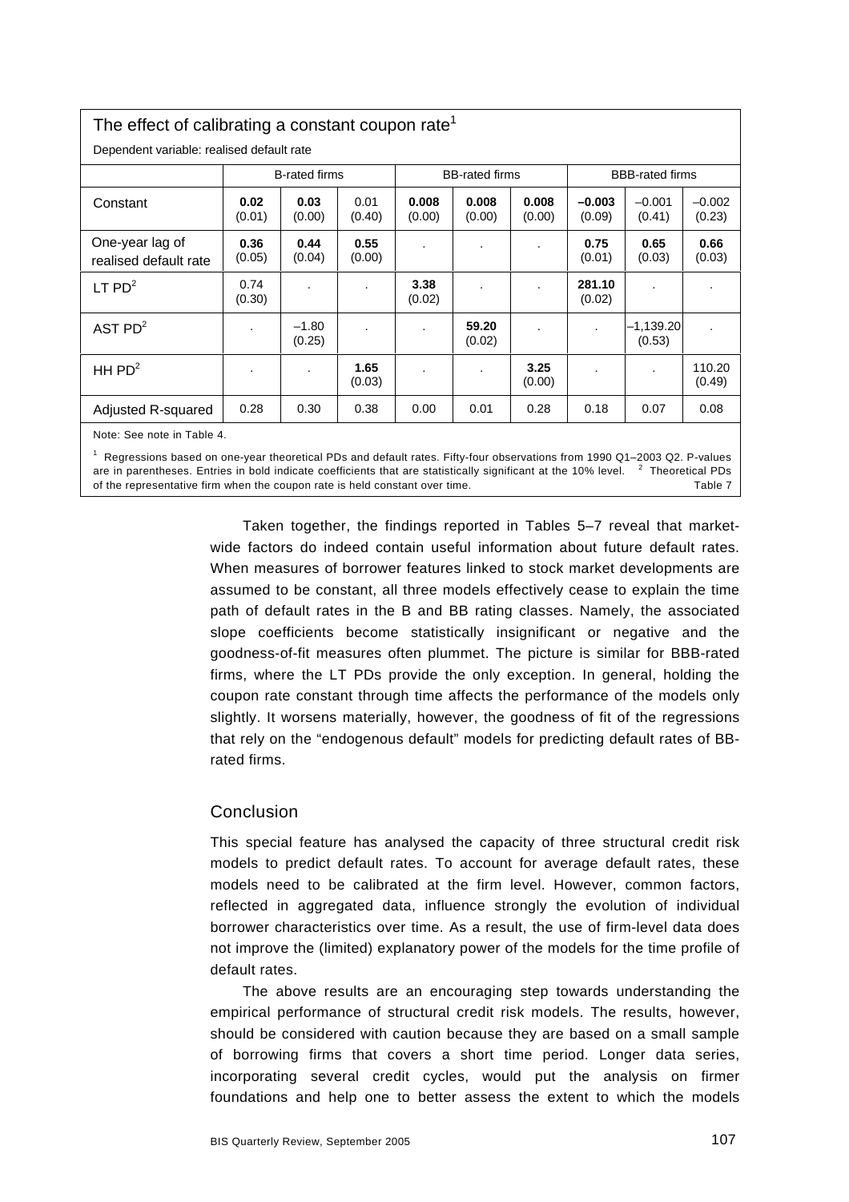The effect of calibrating a constant coupon rate[1]

Dependent variable: realised default rate

| | B-rated firms | | | BB-rated firms | | | BBB-rated firms | | |
|---|---|---|---|---|---|---|---|---|---|
| Constant | **0.02** (0.01) | **0.03** (0.00) | 0.01 (0.40) | **0.008** (0.00) | **0.008** (0.00) | **0.008** (0.00) | **–0.003** (0.09) | –0.001 (0.41) | –0.002 (0.23) |
| One-year lag of realised default rate | **0.36** (0.05) | **0.44** (0.04) | **0.55** (0.00) | . | . | . | **0.75** (0.01) | **0.65** (0.03) | **0.66** (0.03) |
| LT PD[2] | 0.74 (0.30) | . | . | **3.38** (0.02) | . | . | **281.10** (0.02) | . | . |
| AST PD[2] | . | –1.80 (0.25) | . | . | **59.20** (0.02) | . | . | –1,139.20 (0.53) | . |
| HH PD[2] | . | . | **1.65** (0.03) | . | . | **3.25** (0.00) | . | . | 110.20 (0.49) |
| Adjusted R-squared | 0.28 | 0.30 | 0.38 | 0.00 | 0.01 | 0.28 | 0.18 | 0.07 | 0.08 |

Note: See note in Table 4.

[1] Regressions based on one-year theoretical PDs and default rates. Fifty-four observations from 1990 Q1–2003 Q2. P-values are in parentheses. Entries in bold indicate coefficients that are statistically significant at the 10% level. [2] Theoretical PDs of the representative firm when the coupon rate is held constant over time.

Table 7

Taken together, the findings reported in Tables 5–7 reveal that market-wide factors do indeed contain useful information about future default rates. When measures of borrower features linked to stock market developments are assumed to be constant, all three models effectively cease to explain the time path of default rates in the B and BB rating classes. Namely, the associated slope coefficients become statistically insignificant or negative and the goodness-of-fit measures often plummet. The picture is similar for BBB-rated firms, where the LT PDs provide the only exception. In general, holding the coupon rate constant through time affects the performance of the models only slightly. It worsens materially, however, the goodness of fit of the regressions that rely on the "endogenous default" models for predicting default rates of BB-rated firms.

## Conclusion

This special feature has analysed the capacity of three structural credit risk models to predict default rates. To account for average default rates, these models need to be calibrated at the firm level. However, common factors, reflected in aggregated data, influence strongly the evolution of individual borrower characteristics over time. As a result, the use of firm-level data does not improve the (limited) explanatory power of the models for the time profile of default rates.

The above results are an encouraging step towards understanding the empirical performance of structural credit risk models. The results, however, should be considered with caution because they are based on a small sample of borrowing firms that covers a short time period. Longer data series, incorporating several credit cycles, would put the analysis on firmer foundations and help one to better assess the extent to which the models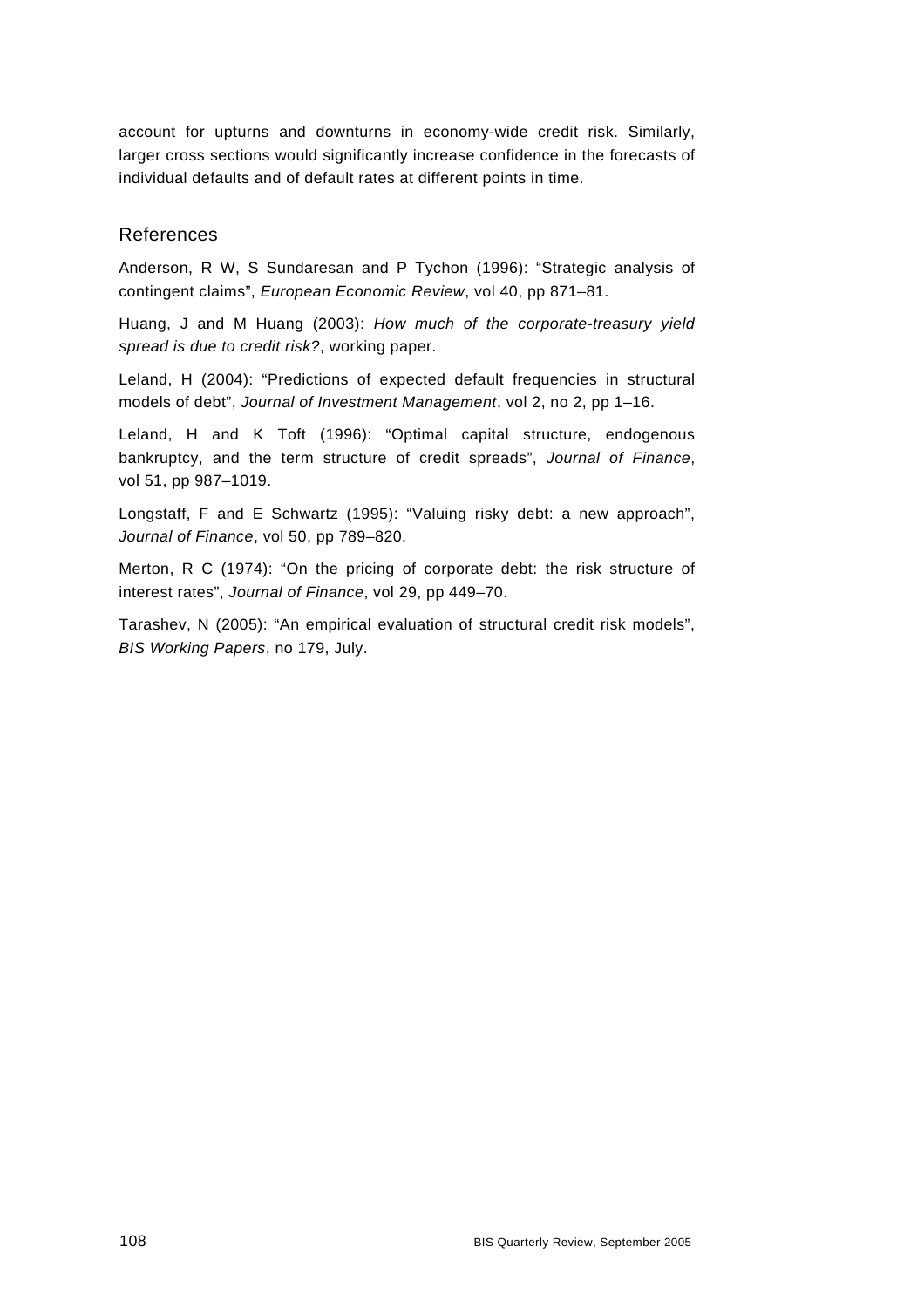account for upturns and downturns in economy-wide credit risk. Similarly, larger cross sections would significantly increase confidence in the forecasts of individual defaults and of default rates at different points in time.

## References

Anderson, R W, S Sundaresan and P Tychon (1996): "Strategic analysis of contingent claims", *European Economic Review*, vol 40, pp 871–81.

Huang, J and M Huang (2003): *How much of the corporate-treasury yield spread is due to credit risk?*, working paper.

Leland, H (2004): "Predictions of expected default frequencies in structural models of debt", *Journal of Investment Management*, vol 2, no 2, pp 1–16.

Leland, H and K Toft (1996): "Optimal capital structure, endogenous bankruptcy, and the term structure of credit spreads", *Journal of Finance*, vol 51, pp 987–1019.

Longstaff, F and E Schwartz (1995): "Valuing risky debt: a new approach", *Journal of Finance*, vol 50, pp 789–820.

Merton, R C (1974): "On the pricing of corporate debt: the risk structure of interest rates", *Journal of Finance*, vol 29, pp 449–70.

Tarashev, N (2005): "An empirical evaluation of structural credit risk models", *BIS Working Papers*, no 179, July.